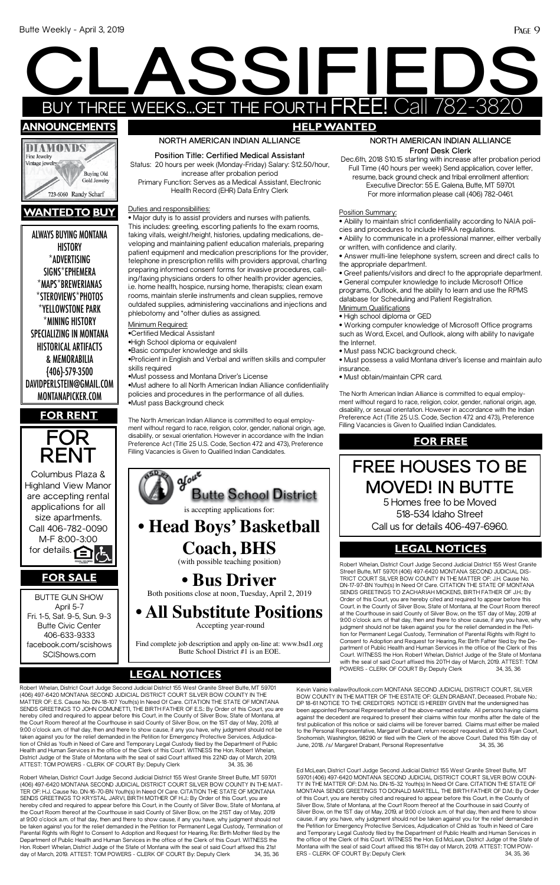# CLASSIFIEDS

BUY THREE WEEKS...GET THE FOURTH FREE! Call 782-3820

## ANNOUNCEMENTS

DIAMONDS
Fine Jewelry
Vintage jewelry
Buying Old Gold Jewelry
723-6060 Randy Scharf

## WANTED TO BUY

ALWAYS BUYING MONTANA HISTORY
*ADVERTISING SIGNS*EPHEMERA
*MAPS*BREWERIANAS
*STEREOVIEWS*PHOTOS
*YELLOWSTONE PARK
*MINING HISTORY
SPECIALIZING IN MONTANA HISTORICAL ARTIFACTS & MEMORABILIA
(406)-579-3500
DAVIDPERLSTEIN@GMAIL.COM
MONTANAPICKER.COM

## FOR RENT

FOR RENT

Columbus Plaza & Highland View Manor are accepting rental applications for all size apartments. Call 406-782-0090 M-F 8:00-3:00 for details.

## FOR SALE

BUTTE GUN SHOW
April 5-7
Fri. 1-5, Sat. 9-5, Sun. 9-3
Butte Civic Center
406-633-9333
facebook.com/scishows
SCIShows.com

## HELP WANTED

### NORTH AMERICAN INDIAN ALLIANCE

**Position Title: Certified Medical Assistant**

Status: 20 hours per week (Monday-Friday) Salary: $12.50/hour, increase after probation period

Primary Function: Serves as a Medical Assistant, Electronic Health Record (EHR) Data Entry Clerk

Duties and responsibilities:

- Major duty is to assist providers and nurses with patients. This includes: greeting, escorting patients to the exam rooms, taking vitals, weight/height, histories, updating medications, developing and maintaining patient education materials, preparing patient equipment and medication prescriptions for the provider, telephone in prescription refills with providers approval, charting preparing informed consent forms for invasive procedures, calling/faxing physicians orders to other health provider agencies, i.e. home health, hospice, nursing home, therapists; clean exam rooms, maintain sterile instruments and clean supplies, remove outdated supplies, administering vaccinations and injections and phlebotomy and *other duties as assigned.

Minimum Required:

- Certified Medical Assistant
- High School diploma or equivalent
- Basic computer knowledge and skills
- Proficient in English and Verbal and written skills and computer skills required
- Must possess and Montana Driver's License
- Must adhere to all North American Indian Alliance confidentiality policies and procedures in the performance of all duties.
- Must pass Background check

The North American Indian Alliance is committed to equal employment without regard to race, religion, color, gender, national origin, age, disability, or sexual orientation. However in accordance with the Indian Preference Act (Title 25 U.S. Code, Section 472 and 473), Preference Filling Vacancies is Given to Qualified Indian Candidates.

### NORTH AMERICAN INDIAN ALLIANCE

**Front Desk Clerk**

Dec.6th, 2018 $10.15 starting with increase after probation period Full Time (40 hours per week) Send application, cover letter, resume, back ground check and tribal enrollment attention: Executive Director: 55 E. Galena, Butte, MT 59701. For more information please call (406) 782-0461.

Position Summary:

- Ability to maintain strict confidentiality according to NAIA policies and procedures to include HIPAA regulations.
- Ability to communicate in a professional manner, either verbally or written, with confidence and clarity.
- Answer multi-line telephone system, screen and direct calls to the appropriate department.
- Greet patients/visitors and direct to the appropriate department.
- General computer knowledge to include Microsoft Office programs, Outlook, and the ability to learn and use the RPMS database for Scheduling and Patient Registration.

Minimum Qualifications

- High school diploma or GED
- Working computer knowledge of Microsoft Office programs such as Word, Excel, and Outlook, along with ability to navigate the Internet.
- Must pass NCIC background check.
- Must possess a valid Montana driver's license and maintain auto insurance.
- Must obtain/maintain CPR card.

The North American Indian Alliance is committed to equal employment without regard to race, religion, color, gender, national origin, age, disability, or sexual orientation. However in accordance with the Indian Preference Act (Title 25 U.S. Code, Section 472 and 473), Preference Filling Vacancies is Given to Qualified Indian Candidates.

### Your Butte School District

is accepting applications for:

**• Head Boys' Basketball Coach, BHS**

(with possible teaching position)

**• Bus Driver**

Both positions close at noon, Tuesday, April 2, 2019

**• All Substitute Positions**

Accepting year-round

Find complete job description and apply on-line at: www.bsd1.org
Butte School District #1 is an EOE.

## FOR FREE

# FREE HOUSES TO BE MOVED! IN BUTTE

5 Homes free to be Moved
518-534 Idaho Street
Call us for details 406-497-6960.

## LEGAL NOTICES

Robert Whelan, District Court Judge Second Judicial District 155 West Granite Street Butte, MT 59701 (406) 497-6420 MONTANA SECOND JUDICIAL DISTRICT COURT SILVER BOW COUNTY IN THE MATTER OF: J.H. Cause No. DN-17-97-BN Youth(s) In Need Of Care. CITATION THE STATE OF MONTANA SENDS GREETINGS TO ZACHARIAH MICKENS, BIRTH FATHER OF J.H.: By Order of this Court, you are hereby cited and required to appear before this Court, in the County of Silver Bow, State of Montana, at the Court Room thereof at the Courthouse in said County of Silver Bow, on the 1ST day of May, 2019 at 9:00 o'clock a.m. of that day, then and there to show cause, if any you have, why judgment should not be taken against you for the relief demanded in the Petition for Permanent Legal Custody, Termination of Parental Rights with Right to Consent to Adoption and Request for Hearing, Re: Birth Father filed by the Department of Public Health and Human Services in the office of the Clerk of this Court. WITNESS the Hon. Robert Whelan, District Judge of the State of Montana with the seal of said Court affixed this 20TH day of March, 2019. ATTEST: TOM POWERS - CLERK OF COURT By: Deputy Clerk 34, 35, 36

Robert Whelan, District Court Judge Second Judicial District 155 West Granite Street Butte, MT 59701 (406) 497-6420 MONTANA SECOND JUDICIAL DISTRICT COURT SILVER BOW COUNTY IN THE MATTER OF: E.S. Cause No. DN-18-107 Youth(s) In Need Of Care. CITATION THE STATE OF MONTANA SENDS GREETINGS TO JOHN COMUNETTI, THE BIRTH FATHER OF E.S.: By Order of this Court, you are hereby cited and required to appear before this Court, in the County of Silver Bow, State of Montana, at the Court Room thereof at the Courthouse in said County of Silver Bow, on the 1ST day of May, 2019, at 9:00 o'clock a.m. of that day, then and there to show cause, if any you have, why judgment should not be taken against you for the relief demanded in the Petition for Emergency Protective Services, Adjudication of Child as Youth in Need of Care and Temporary Legal Custody filed by the Department of Public Health and Human Services in the office of the Clerk of this Court. WITNESS the Hon. Robert Whelan, District Judge of the State of Montana with the seal of said Court affixed this 22ND day of March, 2019. ATTEST: TOM POWERS - CLERK OF COURT By: Deputy Clerk 34, 35, 36

Robert Whelan, District Court Judge Second Judicial District 155 West Granite Street Butte, MT 59701 (406) 497-6420 MONTANA SECOND JUDICIAL DISTRICT COURT SILVER BOW COUNTY IN THE MATTER OF: H.J. Cause No. DN-16-70-BN Youth(s) In Need Of Care. CITATION THE STATE OF MONTANA SENDS GREETINGS TO KRYSTAL JARVI, BIRTH MOTHER OF H.J.: By Order of this Court, you are hereby cited and required to appear before this Court, in the County of Silver Bow, State of Montana, at the Court Room thereof at the Courthouse in said County of Silver Bow, on the 21ST day of May, 2019 at 9:00 o'clock a.m. of that day, then and there to show cause, if any you have, why judgment should not be taken against you for the relief demanded in the Petition for Permanent Legal Custody, Termination of Parental Rights with Right to Consent to Adoption and Request for Hearing, Re: Birth Mother filed by the Department of Public Health and Human Services in the office of the Clerk of this Court. WITNESS the Hon. Robert Whelan, District Judge of the State of Montana with the seal of said Court affixed this 21st day of March, 2019. ATTEST: TOM POWERS - CLERK OF COURT By: Deputy Clerk 34, 35, 36

Kevin Vainio kvailaw@outlook.com MONTANA SECOND JUDICIAL DISTRICT COURT, SILVER BOW COUNTY IN THE MATTER OF THE ESTATE OF: GLEN DRABANT, Deceased. Probate No.: DP 18-61 NOTICE TO THE CREDITORS NOTICE IS HEREBY GIVEN that the undersigned has been appointed Personal Representative of the above-named estate. All persons having claims against the decedent are required to present their claims within four months after the date of the first publication of this notice or said claims will be forever barred. Claims must either be mailed to the Personal Representative, Margaret Drabant, return receipt requested, at 1003 Ryan Court, Snohomish, Washington, 98290 or filed with the Clerk of the above Court. Dated this 15th day of June, 2018. /s/ Margaret Drabant, Personal Representative 34, 35, 36

Ed McLean, District Court Judge Second Judicial District 155 West Granite Street Butte, MT 59701 (406) 497-6420 MONTANA SECOND JUDICIAL DISTRICT COURT SILVER BOW COUNTY IN THE MATTER OF: D.M. No. DN-15-32 Youth(s) In Need Of Care. CITATION THE STATE OF MONTANA SENDS GREETINGS TO DONALD MARTELL, THE BIRTH FATHER OF D.M.: By Order of this Court, you are hereby cited and required to appear before this Court, in the County of Silver Bow, State of Montana, at the Court Room thereof at the Courthouse in said County of Silver Bow, on the 1ST day of May, 2019, at 9:00 o'clock a.m. of that day, then and there to show cause, if any you have, why judgment should not be taken against you for the relief demanded in the Petition for Emergency Protective Services, Adjudication of Child as Youth in Need of Care and Temporary Legal Custody filed by the Department of Public Health and Human Services in the office of the Clerk of this Court. WITNESS the Hon. Ed McLean, District Judge of the State of Montana with the seal of said Court affixed this 18TH day of March, 2019. ATTEST: TOM POWERS - CLERK OF COURT By: Deputy Clerk 34, 35, 36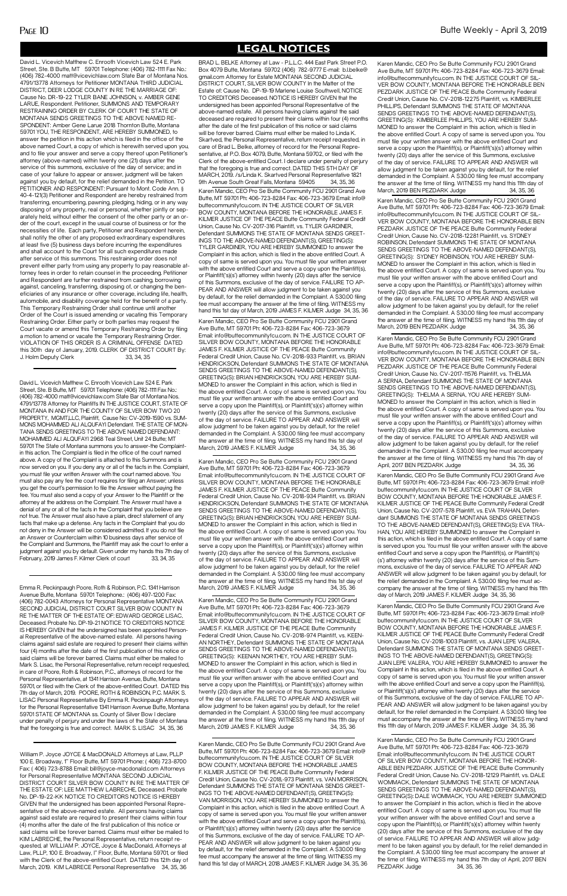# LEGAL NOTICES

David L. Vicevich Matthew C. Enrooth Vicevich Law 524 E. Park Street, Ste. B Butte, MT 59701 Telephone: (406) 782-1111 Fax No.: (406) 782-4000 matt@vicevichlaw.com State Bar of Montana Nos. 4791/13778 Attorneys for Petitioner MONTANA THIRD JUDICIAL DISTRICT, DEER LODGE COUNTY IN RE THE MARRIAGE OF: Cause No. DR-19-22 TYLER BANE JOHNSON, v. AMBER GENE LARUE, Respondent. Petitioner, SUMMONS AND TEMPORARY RESTRAINING ORDER BY CLERK OF COURT THE STATE OF MONTANA SENDS GREETINGS TO THE ABOVE NAMED RESPONDENT: Amber Gene Larue 2018 Thornton Butte, Montana 59701 YOU, THE RESPONDENT, ARE HEREBY SUMMONED, to answer the petition in this action which is filed in the office of the above named Court, a copy of which is herewith served upon you, and to file your answer and serve a copy thereof upon Petitioner's attorney (above-named) within twenty one (21) days after the service of this summons, exclusive of the day of service; and in case of your failure to appear or answer, judgment will be taken against you by default, for the relief demanded in the Petition. TO PETITIONER AND RESPONDENT: Pursuant to Mont. Code Ann. § 40-4-121(3) Petitioner and Respondent are hereby restrained from transferring, encumbering, pawning, pledging, hiding, or in any way disposing of any property, real or personal, whether jointly or separately held, without either the consent of the other party or an order of the court, except in the usual course of business or for the necessities of life. Each party, Petitioner and Respondent herein, shall notify the other of any proposed extraordinary expenditures at least five (5) business days before incurring the expenditures and shall account to the Court for all such expenditures made after service of this summons. This restraining order does not prevent either party from using any property to pay reasonable attorney fees in order to retain counsel in the proceeding. Petitioner and Respondent are further restrained from cashing, borrowing against, canceling, transferring, disposing of, or changing the beneficiaries of any insurance or other coverage, including life, health, automobile, and disability coverage held for the benefit of a party. This Temporary Restraining Order shall continue until another Order of the Court is issued amending or vacating this Temporary Restraining Order. Either party or both parties may request the Court vacate or amend this Temporary Restraining Order by filing a motion to amend or vacate the Temporary Restraining Order. VIOLATION OF THIS ORDER IS A CRIMINAL OFFENSE DATED this 30th day of January, 2019. CLERK OF DISTRICT COURT By: J. Holm Deputy Clerk 33, 34, 35

David L. Vicevich Matthew C. Enrooth Vicevich Law 524 E. Park Street, Ste. B Butte, MT 59701 Telephone: (406) 782-1111 Fax No.: (406) 782-4000 matt@vicevichlaw.com State Bar of Montana Nos. 4791/13778 Attorney for Plaintiffs IN THE JUSTICE COURT, STATE OF MONTANA IN AND FOR THE COUNTY OF SILVER BOW TWO 20 PROPERTY, MGMT,LLC, Plaintiff, Cause No: CV-2019-1590 vs. SUMMONS MOHAMMED ALI ALQUFAYI Defendant. THE STATE OF MONTANA SENDS GREETINGS TO THE ABOVE NAMED DEFENDANT: MOHAMMED ALI ALQUFAYI 2968 Teal Street, Unit 24 Butte, MT 59701 The State of Montana summons you to answer-the Complaint-in this action. The Complaint is filed in the office of the court named above. A copy of the Complaint is attached to this Summons and is now served on you. If you deny any or all of the facts in the Complaint, you must file your written Answer with the court named above. You must also pay any fee the court requires for filing an Answer; unless you get the court's permission to file the Answer without paying the fee. You must also send a copy of your Answer to the Plaintiff or the attorney at the address on the Complaint. The Answer must have a denial of any or all of the facts in the Complaint that you believe are not true. The Answer must also have a plain, direct statement of any facts that make up a defense. Any facts in the Complaint that you do not deny in the Answer will be considered admitted. If you do not file an Answer or Counterclaim within 10 business days after service of the Complaint and Summons, the Plaintiff may ask the court to enter a judgment against you by default. Given under my hands this 7th day of February, 2019 James F. Kilmer Clerk of court 33, 34, 35

Emma R. Peckinpaugh Poore, Roth & Robinson, P.C. 1341 Harrison Avenue Butte, Montana 59701 Telephone.: (406) 497-1200 Fax: (406) 782-0043 Attorneys for Personal Representative MONTANA SECOND JUDICIAL DISTRICT COURT SILVER BOW COUNTY IN RE THE MATTER OF THE ESTATE OF: EDWARD GEORGE LISAC, Deceased. Probate No. DP-19-21 NOTICE TO CREDITORS NOTICE IS HEREBY GIVEN that the undersigned has been appointed Personal Representative of the above-named estate. All persons having claims against said estate are required to present their claims within four (4) months after the date of the first publication of this notice or said claims will be forever barred. Claims must either be mailed to Mark S. Lisac, the Personal Representative, return receipt requested, in care of Poore, Roth & Robinson, P.C., attorneys of record for the Personal Representative, at 1341 Harrison Avenue, Butte, Montana 59701, or filed with the Clerk of the above-entitled Court. DATED this 7th day of March, 2019. POORE, ROTH & ROBINSON, P.C. MARK S. LISAC Personal Representative By Emma R. Peckinpaugh Attorneys for the Personal Representative 1341 Harrison Avenue Butte, Montana 59701 STATE OF MONTANA ss. County of Silver Bow I declare under penalty of perjury and under the laws of the State of Montana that the foregoing is true and correct. MARK S. LISAC 34, 35, 36

William P. Joyce JOYCE & MacDONALD Attorneys at Law, PLLP 100 E. Broadway, 1st Floor Butte, MT 59701 Phone: ( 406) 723-8700 Fax: ( 406) 723-8788 Email: bill@joyce-macdonald.com Attorneys for Personal Representative MONTANA SECOND JUDICIAL DISTRICT COURT SILVER BOW COUNTY IN RE THE MATTER OF THE ESTATE OF: LEE MATTHEW LABRECHE, Deceased. Probate No. DP-19-22-KK NOTICE TO CREDITORS NOTICE IS HEREBY GIVEN that the undersigned has been appointed Personal Representative of the above-named estate. All persons having claims against said estate are required to present their claims within four (4) months after the date of the first publication of this notice or said claims will be forever barred. Claims must either be mailed to KIM LABRECHE, the Personal Representative, return receipt requested, at WILLIAM P. JOYCE, Joyce & MacDonald, Attorneys at Law, PLLP, 100 E. Broadway, 1st Floor, Butte, Montana 59701 or filed with the Clerk of the above-entitled Court. DATED this 12th day of March, 2019. KIM LABRECE Personal Representative 34, 35, 36

BRAD L. BELKE Attorney at Law - P.L.L.C. 444 East Park Street P.O. Box 4079 Butte, Montana 59702 (406) 782-9777 E-mail: b.l.belke@gmail.com Attorney for Estate MONTANA SECOND JUDICIAL DISTRICT COURT, SILVER BOW COUNTY In the Matter of the Estate of: Cause No. DP-19-19 Marlene Louise Southwell, NOTICE TO CREDITORS Deceased, NOTICE IS HEREBY GIVEN that the undersigned has been appointed Personal Representative of the above-named estate. All persons having claims against the said deceased are required to present their claims within four (4) months after the date of first publication of this notice or said claims will be forever barred. Claims must either be mailed to Linda K. Skartved, the Personal Representative, return receipt requested, in care of Brad L. Belke, attorney of record for the Personal Representative, at P.O. Box 4079, Butte, Montana 59702, or filed with the Clerk of the above-entitled Court. I declare under penalty of perjury that the foregoing is true and correct. DATED THIS 5TH DAY OF MARCH, 2019. /s/Linda K. Skartved Personal Representative 1821 9th Avenue South Great Falls, Montana 59405 34, 35, 36

Karen Mandic, CEO Pro Se Butte Community FCU 2901 Grand Ave Butte, MT 59701 Ph: 406-723-8284 Fax: 406-723-3679 Email: info@buttecommunityfcu.com. IN THE JUSTICE COURT OF SILVER BOW COUNTY, MONTANA BEFORE THE HONORABLE JAMES F. KILMER JUSTICE OF THE PEACE Butte Community Federal Credit Union, Cause No. CV-2017-316 Plaintiff, vs. TYLER GARDINER, Defendant SUMMONS THE STATE OF MONTANA SENDS GREETINGS TO THE ABOVE-NAMED DEFENDANT(S), GREETING(S): TYLER GARDINER, YOU ARE HEREBY SUMMONED to answer the Complaint in this action, which is filed in the above entitled Court. A copy of same is served upon you. You must file your written answer with the above entitled Court and serve a copy upon the Plaintiff(s), or Plaintiff('s)(s') attorney within twenty (20) days after the service of this Summons, exclusive of the day of service. FAILURE TO APPEAR AND ANSWER will allow judgment to be taken against you by default, for the relief demanded in the Complaint. A $30.00 filing fee must accompany the answer at the time of filing. WITNESS my hand this 1st day of March, 2019 JAMES F. KILMER Judge 34, 35, 36

Karen Mandic, CEO Pro Se Butte Community FCU 2901 Grand Ave Butte, MT 59701 Ph: 406-723-8284 Fax: 406-723-3679 Email: info@buttecommunityfcu.com. IN THE JUSTICE COURT OF SILVER BOW COUNTY, MONTANA BEFORE THE HONORABLE JAMES F. KILMER JUSTICE OF THE PEACE Butte Community Federal Credit Union, Cause No. CV-2018-933 Plaintiff, vs. BRIAN HENDRICKSON, Defendant SUMMONS THE STATE OF MONTANA SENDS GREETINGS TO THE ABOVE-NAMED DEFENDANT(S), GREETING(S): BRIAN HENDRICKSON, YOU ARE HEREBY SUMMONED to answer the Complaint in this action, which is filed in the above entitled Court. A copy of same is served upon you. You must file your written answer with the above entitled Court and serve a copy upon the Plaintiff(s), or Plaintiff('s)(s') attorney within twenty (20) days after the service of this Summons, exclusive of the day of service. FAILURE TO APPEAR AND ANSWER will allow judgment to be taken against you by default, for the relief demanded in the Complaint. A $30.00 filing fee must accompany the answer at the time of filing. WITNESS my hand this 1st day of March, 2019 JAMES F. KILMER Judge 34, 35, 36

Karen Mandic, CEO Pro Se Butte Community FCU 2901 Grand Ave Butte, MT 59701 Ph: 406-723-8284 Fax: 406-723-3679 Email: info@buttecommunityfcu.com. IN THE JUSTICE COURT OF SILVER BOW COUNTY, MONTANA BEFORE THE HONORABLE JAMES F. KILMER JUSTICE OF THE PEACE Butte Community Federal Credit Union, Cause No. CV-2018-934 Plaintiff, vs. BRIAN HENDRICKSON, Defendant SUMMONS THE STATE OF MONTANA SENDS GREETINGS TO THE ABOVE-NAMED DEFENDANT(S), GREETING(S): BRIAN HENDRICKSON, YOU ARE HEREBY SUMMONED to answer the Complaint in this action, which is filed in the above entitled Court. A copy of same is served upon you. You must file your written answer with the above entitled Court and serve a copy upon the Plaintiff(s), or Plaintiff('s)(s') attorney within twenty (20) days after the service of this Summons, exclusive of the day of service. FAILURE TO APPEAR AND ANSWER will allow judgment to be taken against you by default, for the relief demanded in the Complaint. A $30.00 filing fee must accompany the answer at the time of filing. WITNESS my hand this 1st day of March, 2019 JAMES F. KILMER Judge 34, 35, 36

Karen Mandic, CEO Pro Se Butte Community FCU 2901 Grand Ave Butte, MT 59701 Ph: 406-723-8284 Fax: 406-723-3679 Email: info@buttecommunityfcu.com. IN THE JUSTICE COURT OF SILVER BOW COUNTY, MONTANA BEFORE THE HONORABLE JAMES F. KILMER JUSTICE OF THE PEACE Butte Community Federal Credit Union, Cause No. CV-2018-974 Plaintiff, vs. KEENAN NORTHEY, Defendant SUMMONS THE STATE OF MONTANA SENDS GREETINGS TO THE ABOVE-NAMED DEFENDANT(S), GREETING(S): KEENAN NORTHEY, YOU ARE HEREBY SUMMONED to answer the Complaint in this action, which is filed in the above entitled Court. A copy of same is served upon you. You must file your written answer with the above entitled Court and serve a copy upon the Plaintiff(s), or Plaintiff('s)(s') attorney within twenty (20) days after the service of this Summons, exclusive of the day of service. FAILURE TO APPEAR AND ANSWER will allow judgment to be taken against you by default, for the relief demanded in the Complaint. A $30.00 filing fee must accompany the answer at the time of filing. WITNESS my hand this 11th day of March, 2019 JAMES F. KILMER Judge 34, 35, 36

Karen Mandic, CEO Pro Se Butte Community FCU 2901 Grand Ave Butte, MT 59701 Ph: 406-723-8284 Fax: 406-723-3679 Email: info@buttecommunityfcu.com. IN THE JUSTICE COURT OF SILVER BOW COUNTY, MONTANA BEFORE THE HONORABLE JAMES F. KILMER JUSTICE OF THE PEACE Butte Community Federal Credit Union, Cause No. CV-2018,-973 Plaintiff, vs. VAN MORRISON, Defendant SUMMONS THE STATE OF MONTANA SENDS GREETINGS TO THE ABOVE-NAMED DEFENDANT(S), GREETING(S): VAN MORRISON, YOU ARE HEREBY SUMMONED to answer the Complaint in this action, which is filed in the above entitled Court. A copy of same is served upon you. You must file your written answer with the above entitled Court and serve a copy upon the Plaintiff(s), or Plaintiff('s)(s') attorney within twenty (20) days after the service of this Summons, exclusive of the day of service. FAILURE TO APPEAR AND ANSWER will allow judgment to be taken against you by default, for the relief demanded in the Complaint. A $30.00 filing fee must accompany the answer at the time of filing. WITNESS my hand this 1st day of MARCH, 2018 JAMES F. KILMER Judge 34, 35, 36

Karen Mandic, CEO Pro Se Butte Community FCU 2901 Grand Ave Butte, MT 59701 Ph: 406-723-8284 Fax: 406-723-3679 Email: info@buttecommunityfcu.com. IN THE JUSTICE COURT OF SILVER BOW COUNTY, MONTANA BEFORE THE HONORABLE BEN PEZDARK JUSTICE OF THE PEACE Butte Community Federal Credit Union, Cause No. CV-2018-12275 Plaintiff, vs. KIMBERLEE PHILLIPS, Defendant SUMMONS THE STATE OF MONTANA SENDS GREETINGS TO THE ABOVE-NAMED DEFENDANT(S), GREETING(S): KIMBERLEE PHILLIPS, YOU ARE HEREBY SUMMONED to answer the Complaint in this action, which is filed in the above entitled Court. A copy of same is served upon you. You must file your written answer with the above entitled Court and serve a copy upon the Plaintiff(s), or Plaintiff('s)(s') attorney within twenty (20) days after the service of this Summons, exclusive of the day of service. FAILURE TO APPEAR AND ANSWER will allow judgment to be taken against you by default, for the relief demanded in the Complaint. A $30.00 filing fee must accompany the answer at the time of filing. WITNESS my hand this 11th day of March, 2019 BEN PEZDARK Judge 34, 35, 36

Karen Mandic, CEO Pro Se Butte Community FCU 2901 Grand Ave Butte, MT 59701 Ph: 406-723-8284 Fax: 406-723-3679 Email: info@buttecommunityfcu.com. IN THE JUSTICE COURT OF SILVER BOW COUNTY, MONTANA BEFORE THE HONORABLE BEN PEZDARK JUSTICE OF THE PEACE Butte Community Federal Credit Union, Cause No. CV-2018-12281 Plaintiff, vs. SYDNEY ROBINSON, Defendant SUMMONS THE STATE OF MONTANA SENDS GREETINGS TO THE ABOVE-NAMED DEFENDANT(S), GREETING(S): SYDNEY ROBINSON, YOU ARE HEREBY SUMMONED to answer the Complaint in this action, which is filed in the above entitled Court. A copy of same is served upon you. You must file your written answer with the above entitled Court and serve a copy upon the Plaintiff(s), or Plaintiff('s)(s') attorney within twenty (20) days after the service of this Summons, exclusive of the day of service. FAILURE TO APPEAR AND ANSWER will allow judgment to be taken against you by default, for the relief demanded in the Complaint. A $30.00 filing fee must accompany the answer at the time of filing. WITNESS my hand this 11th day of March, 2019 BEN PEZDARK Judge 34, 35, 36

Karen Mandic, CEO Pro Se Butte Community FCU 2901 Grand Ave Butte, MT 59701 Ph: 406-723-8284 Fax: 406-723-3679 Email: info@buttecommunityfcu.com. IN THE JUSTICE COURT OF SILVER BOW COUNTY, MONTANA BEFORE THE HONORABLE BEN PEZDARK JUSTICE OF THE PEACE Butte Community Federal Credit Union, Cause No. CV-2017-11576 Plaintiff, vs. THELMA A SERNA, Defendant SUMMONS THE STATE OF MONTANA SENDS GREETINGS TO THE ABOVE-NAMED DEFENDANT(S), GREETING(S): THELMA A SERNA, YOU ARE HEREBY SUMMONED to answer the Complaint in this action, which is filed in the above entitled Court. A copy of same is served upon you. You must file your written answer with the above entitled Court and serve a copy upon the Plaintiff(s), or Plaintiff('s)(s') attorney within twenty (20) days after the service of this Summons, exclusive of the day of service. FAILURE TO APPEAR AND ANSWER will allow judgment to be taken against you by default, for the relief demanded in the Complaint. A $30.00 filing fee must accompany the answer at the time of filing. WITNESS my hand this 7th day of April, 2017 BEN PEZDARK Judge 34, 35, 36

Karen Mandic, CEO Pro Se Butte Community FCU 2901 Grand Ave Butte, MT 59701 Ph: 406-723-8284 Fax: 406-723-3679 Email: info@buttecommunityfcu.com. IN THE JUSTICE COURT OF SILVER BOW COUNTY, MONTANA BEFORE THE HONORABLE JAMES F. KILMER JUSTICE OF THE PEACE Butte Community Federal Credit Union, Cause No. CV-2017-578 Plaintiff, vs. EVA TRAHAN, Defendant SUMMONS THE STATE OF MONTANA SENDS GREETINGS TO THE ABOVE-NAMED DEFENDANT(S), GREETING(S): EVA TRAHAN, YOU ARE HEREBY SUMMONED to answer the Complaint in this action, which is filed in the above entitled Court. A copy of same is served upon you. You must file your written answer with the above entitled Court and serve a copy upon the Plaintiff(s), or Plaintiff('s)(s') attorney within twenty (20) days after the service of this Summons, exclusive of the day of service. FAILURE TO APPEAR AND ANSWER will allow judgment to be taken against you by default, for the relief demanded in the Complaint. A $30.00 filing fee must accompany the answer at the time of filing. WITNESS my hand this 11th day of March, 2019 JAMES F. KILMER Judge 34, 35, 36

Karen Mandic, CEO Pro Se Butte Community FCU 2901 Grand Ave Butte, MT 59701 Ph: 406-723-8284 Fax: 406-723-3679 Email: info@buttecommunityfcu.com. IN THE JUSTICE COURT OF SILVER BOW COUNTY, MONTANA BEFORE THE HONORABLE JAMES F. KILMER JUSTICE OF THE PEACE Butte Community Federal Credit Union, Cause No. CV-2018-1003 Plaintiff, vs. JUAN LEPE VALERA, Defendant SUMMONS THE STATE OF MONTANA SENDS GREETINGS TO THE ABOVE-NAMED DEFENDANT(S), GREETING(S): JUAN LEPE VALERA, YOU ARE HEREBY SUMMONED to answer the Complaint in this action, which is filed in the above entitled Court. A copy of same is served upon you. You must file your written answer with the above entitled Court and serve a copy upon the Plaintiff(s), or Plaintiff('s)(s') attorney within twenty (20) days after the service of this Summons, exclusive of the day of service. FAILURE TO APPEAR AND ANSWER will allow judgment to be taken against you by default, for the relief demanded in the Complaint. A $30.00 filing fee must accompany the answer at the time of filing. WITNESS my hand this 11th day of March, 2019 JAMES F. KILMER Judge 34, 35, 36

Karen Mandic, CEO Pro Se Butte Community FCU 2901 Grand Ave Butte, MT 59701 Ph: 406-723-8284 Fax: 406-723-3679 Email: info@buttecommunityfcu.com. IN THE JUSTICE COURT OF SILVER BOW COUNTY, MONTANA BEFORE THE HONORABLE BEN PEZDARK JUSTICE OF THE PEACE Butte Community Federal Credit Union, Cause No. CV-2018-12129 Plaintiff, vs. DALE WOMMACK, Defendant SUMMONS THE STATE OF MONTANA SENDS GREETINGS TO THE ABOVE-NAMED DEFENDANT(S), GREETING(S): DALE WOMMACK, YOU ARE HEREBY SUMMONED to answer the Complaint in this action, which is filed in the above entitled Court. A copy of same is served upon you. You must file your written answer with the above entitled Court and serve a copy upon the Plaintiff(s), or Plaintiff('s)(s') attorney within twenty (20) days after the service of this Summons, exclusive of the day of service. FAILURE TO APPEAR AND ANSWER will allow judgment to be taken against you by default, for the relief demanded in the Complaint. A $30.00 filing fee must accompany the answer at the time of filing. WITNESS my hand this 7th day of April, 2017 BEN PEZDARK Judge 34, 35, 36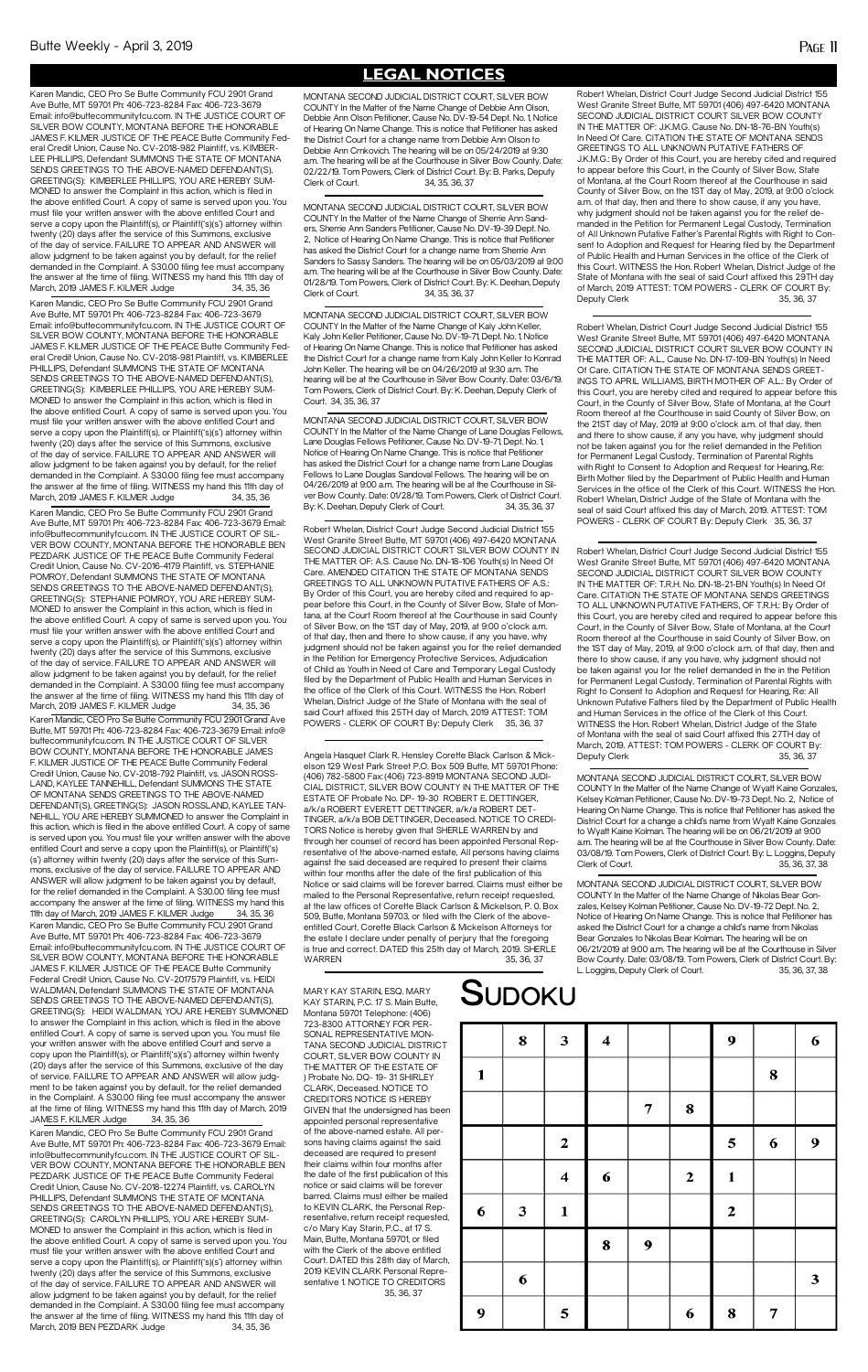# LEGAL NOTICES

Karen Mandic, CEO Pro Se Butte Community FCU 2901 Grand Ave Butte, MT 59701 Ph: 406-723-8284 Fax: 406-723-3679 Email: info@buttecommunityfcu.com. IN THE JUSTICE COURT OF SILVER BOW COUNTY, MONTANA BEFORE THE HONORABLE JAMES F. KILMER JUSTICE OF THE PEACE Butte Community Federal Credit Union, Cause No. CV-2018-982 Plaintiff, vs. KIMBERLEE PHILLIPS, Defendant SUMMONS THE STATE OF MONTANA SENDS GREETINGS TO THE ABOVE-NAMED DEFENDANT(S), GREETING(S): KIMBERLEE PHILLIPS, YOU ARE HEREBY SUMMONED to answer the Complaint in this action, which is filed in the above entitled Court. A copy of same is served upon you. You must file your written answer with the above entitled Court and serve a copy upon the Plaintiff(s), or Plaintiff('s)(s') attorney within twenty (20) days after the service of this Summons, exclusive of the day of service. FAILURE TO APPEAR AND ANSWER will allow judgment to be taken against you by default, for the relief demanded in the Complaint. A $30.00 filing fee must accompany the answer at the time of filing. WITNESS my hand this 11th day of March, 2019 JAMES F. KILMER Judge 34, 35, 36

Karen Mandic, CEO Pro Se Butte Community FCU 2901 Grand Ave Butte, MT 59701 Ph: 406-723-8284 Fax: 406-723-3679 Email: info@buttecommunityfcu.com. IN THE JUSTICE COURT OF SILVER BOW COUNTY, MONTANA BEFORE THE HONORABLE JAMES F. KILMER JUSTICE OF THE PEACE Butte Community Federal Credit Union, Cause No. CV-2018-981 Plaintiff, vs. KIMBERLEE PHILLIPS, Defendant SUMMONS THE STATE OF MONTANA SENDS GREETINGS TO THE ABOVE-NAMED DEFENDANT(S), GREETING(S): KIMBERLEE PHILLIPS, YOU ARE HEREBY SUMMONED to answer the Complaint in this action, which is filed in the above entitled Court. A copy of same is served upon you. You must file your written answer with the above entitled Court and serve a copy upon the Plaintiff(s), or Plaintiff('s)(s') attorney within twenty (20) days after the service of this Summons, exclusive of the day of service. FAILURE TO APPEAR AND ANSWER will allow judgment to be taken against you by default, for the relief demanded in the Complaint. A $30.00 filing fee must accompany the answer at the time of filing. WITNESS my hand this 11th day of March, 2019 JAMES F. KILMER Judge 34, 35, 36

Karen Mandic, CEO Pro Se Butte Community FCU 2901 Grand Ave Butte, MT 59701 Ph: 406-723-8284 Fax: 406-723-3679 Email: info@buttecommunityfcu.com. IN THE JUSTICE COURT OF SILVER BOW COUNTY, MONTANA BEFORE THE HONORABLE BEN PEZDARK JUSTICE OF THE PEACE Butte Community Federal Credit Union, Cause No. CV-2016-4179 Plaintiff, vs. STEPHANIE POMROY, Defendant SUMMONS THE STATE OF MONTANA SENDS GREETINGS TO THE ABOVE-NAMED DEFENDANT(S), GREETING(S): STEPHANIE POMROY, YOU ARE HEREBY SUMMONED to answer the Complaint in this action, which is filed in the above entitled Court. A copy of same is served upon you. You must file your written answer with the above entitled Court and serve a copy upon the Plaintiff(s), or Plaintiff('s)(s') attorney within twenty (20) days after the service of this Summons, exclusive of the day of service. FAILURE TO APPEAR AND ANSWER will allow judgment to be taken against you by default, for the relief demanded in the Complaint. A $30.00 filing fee must accompany the answer at the time of filing. WITNESS my hand this 11th day of March, 2019 JAMES F. KILMER Judge 34, 35, 36

Karen Mandic, CEO Pro Se Butte Community FCU 2901 Grand Ave Butte, MT 59701 Ph: 406-723-8284 Fax: 406-723-3679 Email: info@buttecommunityfcu.com. IN THE JUSTICE COURT OF SILVER BOW COUNTY, MONTANA BEFORE THE HONORABLE JAMES F. KILMER JUSTICE OF THE PEACE Butte Community Federal Credit Union, Cause No. CV-2018-792 Plaintiff, vs. JASON ROSSLAND, KAYLEE TANNEHILL, Defendant SUMMONS THE STATE OF MONTANA SENDS GREETINGS TO THE ABOVE-NAMED DEFENDANT(S), GREETING(S): JASON ROSSLAND, KAYLEE TANNEHILL, YOU ARE HEREBY SUMMONED to answer the Complaint in this action, which is filed in the above entitled Court. A copy of same is served upon you. You must file your written answer with the above entitled Court and serve a copy upon the Plaintiff(s), or Plaintiff('s)(s') attorney within twenty (20) days after the service of this Summons, exclusive of the day of service. FAILURE TO APPEAR AND ANSWER will allow judgment to be taken against you by default, for the relief demanded in the Complaint. A $30.00 filing fee must accompany the answer at the time of filing. WITNESS my hand this 11th day of March, 2019 JAMES F. KILMER Judge 34, 35, 36

Karen Mandic, CEO Pro Se Butte Community FCU 2901 Grand Ave Butte, MT 59701 Ph: 406-723-8284 Fax: 406-723-3679 Email: info@buttecommunityfcu.com. IN THE JUSTICE COURT OF SILVER BOW COUNTY, MONTANA BEFORE THE HONORABLE JAMES F. KILMER JUSTICE OF THE PEACE Butte Community Federal Credit Union, Cause No. CV-2017579 Plaintiff, vs. HEIDI WALDMAN, Defendant SUMMONS THE STATE OF MONTANA SENDS GREETINGS TO THE ABOVE-NAMED DEFENDANT(S), GREETING(S): HEIDI WALDMAN, YOU ARE HEREBY SUMMONED to answer the Complaint in this action, which is filed in the above entitled Court. A copy of same is served upon you. You must file your written answer with the above entitled Court and serve a copy upon the Plaintiff(s), or Plaintiff('s)(s') attorney within twenty (20) days after the service of this Summons, exclusive of the day of service. FAILURE TO APPEAR AND ANSWER will allow judgment to be taken against you by default, for the relief demanded in the Complaint. A $30.00 filing fee must accompany the answer at the time of filing. WITNESS my hand this 11th day of March, 2019 JAMES F. KILMER Judge 34, 35, 36

Karen Mandic, CEO Pro Se Butte Community FCU 2901 Grand Ave Butte, MT 59701 Ph: 406-723-8284 Fax: 406-723-3679 Email: info@buttecommunityfcu.com. IN THE JUSTICE COURT OF SILVER BOW COUNTY, MONTANA BEFORE THE HONORABLE BEN PEZDARK JUSTICE OF THE PEACE Butte Community Federal Credit Union, Cause No. CV-2018-12274 Plaintiff, vs. CAROLYN PHILLIPS, Defendant SUMMONS THE STATE OF MONTANA SENDS GREETINGS TO THE ABOVE-NAMED DEFENDANT(S), GREETING(S): CAROLYN PHILLIPS, YOU ARE HEREBY SUMMONED to answer the Complaint in this action, which is filed in the above entitled Court. A copy of same is served upon you. You must file your written answer with the above entitled Court and serve a copy upon the Plaintiff(s), or Plaintiff('s)(s') attorney within twenty (20) days after the service of this Summons, exclusive of the day of service. FAILURE TO APPEAR AND ANSWER will allow judgment to be taken against you by default, for the relief demanded in the Complaint. A $30.00 filing fee must accompany the answer at the time of filing. WITNESS my hand this 11th day of March, 2019 BEN PEZDARK Judge 34, 35, 36

MONTANA SECOND JUDICIAL DISTRICT COURT, SILVER BOW COUNTY In the Matter of the Name Change of Debbie Ann Olson, Debbie Ann Olson Petitioner, Cause No. DV-19-54 Dept. No. 1, Notice of Hearing On Name Change. This is notice that Petitioner has asked the District Court for a change name from Debbie Ann Olson to Debbie Ann Crnkovich. The hearing will be on 05/24/2019 at 9:30 a.m. The hearing will be at the Courthouse in Silver Bow County. Date: 02/22/19. Tom Powers, Clerk of District Court. By: B. Parks, Deputy Clerk of Court. 34, 35, 36, 37

MONTANA SECOND JUDICIAL DISTRICT COURT, SILVER BOW COUNTY In the Matter of the Name Change of Sherrie Ann Sanders, Sherrie Ann Sanders Petitioner, Cause No. DV-19-39 Dept. No. 2, Notice of Hearing On Name Change. This is notice that Petitioner has asked the District Court for a change name from Sherrie Ann Sanders to Sassy Sanders. The hearing will be on 05/03/2019 at 9:00 a.m. The hearing will be at the Courthouse in Silver Bow County. Date: 01/28/19. Tom Powers, Clerk of District Court. By: K. Deehan, Deputy Clerk of Court. 34, 35, 36, 37

MONTANA SECOND JUDICIAL DISTRICT COURT, SILVER BOW COUNTY In the Matter of the Name Change of Kaly John Keller, Kaly John Keller Petitioner, Cause No. DV-19-71, Dept. No. 1, Notice of Hearing On Name Change. This is notice that Petitioner has asked the District Court for a change name from Kaly John Keller to Konrad John Keller. The hearing will be on 04/26/2019 at 9:30 a.m. The hearing will be at the Courthouse in Silver Bow County. Date: 03/6/19. Tom Powers, Clerk of District Court. By: K. Deehan, Deputy Clerk of Court. 34, 35, 36, 37

MONTANA SECOND JUDICIAL DISTRICT COURT, SILVER BOW COUNTY In the Matter of the Name Change of Lane Douglas Fellows, Lane Douglas Fellows Petitioner, Cause No. DV-19-71, Dept. No. 1, Notice of Hearing On Name Change. This is notice that Petitioner has asked the District Court for a change name from Lane Douglas Fellows to Lane Douglas Sandoval Fellows. The hearing will be on 04/26/2019 at 9:00 a.m. The hearing will be at the Courthouse in Silver Bow County. Date: 01/28/19. Tom Powers, Clerk of District Court. By: K. Deehan, Deputy Clerk of Court. 34, 35, 36, 37

Robert Whelan, District Court Judge Second Judicial District 155 West Granite Street Butte, MT 59701 (406) 497-6420 MONTANA SECOND JUDICIAL DISTRICT COURT SILVER BOW COUNTY IN THE MATTER OF: A.S. Cause No. DN-18-106 Youth(s) In Need Of Care. AMENDED CITATION THE STATE OF MONTANA SENDS GREETINGS TO ALL UNKNOWN PUTATIVE FATHERS OF A.S.: By Order of this Court, you are hereby cited and required to appear before this Court, in the County of Silver Bow, State of Montana, at the Court Room thereof at the Courthouse in said County of Silver Bow, on the 1ST day of May, 2019, at 9:00 o'clock a.m. of that day, then and there to show cause, if any you have, why judgment should not be taken against you for the relief demanded in the Petition for Emergency Protective Services, Adjudication of Child as Youth in Need of Care and Temporary Legal Custody filed by the Department of Public Health and Human Services in the office of the Clerk of this Court. WITNESS the Hon. Robert Whelan, District Judge of the State of Montana with the seal of said Court affixed this 25TH day of March, 2019 ATTEST: TOM POWERS - CLERK OF COURT By: Deputy Clerk 35, 36, 37

Angela Hasquet Clark R. Hensley Corette Black Carlson & Mickelson 129 West Park Street P.O. Box 509 Butte, MT 59701 Phone: (406) 782-5800 Fax: (406) 723-8919 MONTANA SECOND JUDICIAL DISTRICT, SILVER BOW COUNTY IN THE MATTER OF THE ESTATE OF Probate No. DP- 19-30 ROBERT E. DETTINGER, a/k/a ROBERT EVERETT DETTINGER, a/k/a ROBERT DETTINGER, a/k/a BOB DETTINGER, Deceased. NOTICE TO CREDITORS Notice is hereby given that SHERLE WARREN by and through her counsel of record has been appointed Personal Representative of the above-named estate, All persons having claims against the said deceased are required to present their claims within four months after the date of the first publication of this Notice or said claims will be forever barred. Claims must either be mailed to the Personal Representative, return receipt requested, at the law offices of Corette Black Carlson & Mickelson, P. O. Box 509, Butte, Montana 59703, or filed with the Clerk of the above-entitled Court, Corette Black Carlson & Mickelson Attorneys for the estate I declare under penalty of perjury that the foregoing is true and correct. DATED this 25th day of March, 2019. SHERLE WARREN 35, 36, 37

MARY KAY STARIN, ESQ. MARY KAY STARIN, P.C. 17 S. Main Butte, Montana 59701 Telephone: (406) 723-8300 ATTORNEY FOR PERSONAL REPRESENTATIVE MONTANA SECOND JUDICIAL DISTRICT COURT, SILVER BOW COUNTY IN THE MATTER OF THE ESTATE OF ) Probate No. DQ- 19- 31 SHIRLEY CLARK, Deceased. NOTICE TO CREDITORS NOTICE IS HEREBY GIVEN that the undersigned has been appointed personal representative of the above-named estate. All persons having claims against the said deceased are required to present their claims within four months after the date of the first publication of this notice or said claims will be forever barred. Claims must either be mailed to KEVIN CLARK, the Personal Representative, return receipt requested, c/o Mary Kay Starin, P.C., at 17 S. Main, Butte, Montana 59701, or filed with the Clerk of the above entitled Court. DATED this 28th day of March, 2019 KEVIN CLARK Personal Representative 1. NOTICE TO CREDITORS 35, 36, 37

Robert Whelan, District Court Judge Second Judicial District 155 West Granite Street Butte, MT 59701 (406) 497-6420 MONTANA SECOND JUDICIAL DISTRICT COURT SILVER BOW COUNTY IN THE MATTER OF: J.K.M.G. Cause No. DN-18-76-BN Youth(s) In Need Of Care. CITATION THE STATE OF MONTANA SENDS GREETINGS TO ALL UNKNOWN PUTATIVE FATHERS OF J.K.M.G.: By Order of this Court, you are hereby cited and required to appear before this Court, in the County of Silver Bow, State of Montana, at the Court Room thereof at the Courthouse in said County of Silver Bow, on the 1ST day of May, 2019, at 9:00 o'clock a.m. of that day, then and there to show cause, if any you have, why judgment should not be taken against you for the relief demanded in the Petition for Permanent Legal Custody, Termination of All Unknown Putative Father's Parental Rights with Right to Consent to Adoption and Request for Hearing filed by the Department of Public Health and Human Services in the office of the Clerk of this Court. WITNESS the Hon. Robert Whelan, District Judge of the State of Montana with the seal of said Court affixed this 29TH day of March, 2019 ATTEST: TOM POWERS - CLERK OF COURT By: Deputy Clerk 35, 36, 37

Robert Whelan, District Court Judge Second Judicial District 155 West Granite Street Butte, MT 59701 (406) 497-6420 MONTANA SECOND JUDICIAL DISTRICT COURT SILVER BOW COUNTY IN THE MATTER OF: A.L., Cause No. DN-17-109-BN Youth(s) In Need Of Care. CITATION THE STATE OF MONTANA SENDS GREETINGS TO APRIL WILLIAMS, BIRTH MOTHER OF A.L.: By Order of this Court, you are hereby cited and required to appear before this Court, in the County of Silver Bow, State of Montana, at the Court Room thereof at the Courthouse in said County of Silver Bow, on the 21ST day of May, 2019 at 9:00 o'clock a.m. of that day, then and there to show cause, if any you have, why judgment should not be taken against you for the relief demanded in the Petition for Permanent Legal Custody, Termination of Parental Rights with Right to Consent to Adoption and Request for Hearing, Re: Birth Mother filed by the Department of Public Health and Human Services in the office of the Clerk of this Court. WITNESS the Hon. Robert Whelan, District Judge of the State of Montana with the seal of said Court affixed this 29TH day of March, 2019. ATTEST: TOM POWERS - CLERK OF COURT By: Deputy Clerk 35, 36, 37

Robert Whelan, District Court Judge Second Judicial District 155 West Granite Street Butte, MT 59701 (406) 497-6420 MONTANA SECOND JUDICIAL DISTRICT COURT SILVER BOW COUNTY IN THE MATTER OF: T.R.H. No. DN-18-21-BN Youth(s) In Need Of Care. CITATION THE STATE OF MONTANA SENDS GREETINGS TO ALL UNKNOWN PUTATIVE FATHERS, OF T.R.H.: By Order of this Court, you are hereby cited and required to appear before this Court, in the County of Silver Bow, State of Montana, at the Court Room thereof at the Courthouse in said County of Silver Bow, on the 1ST day of May, 2019, at 9:00 o'clock a.m. of that day, then and there to show cause, if any you have, why judgment should not be taken against you for the relief demanded in the in the Petition for Permanent Legal Custody, Termination of Parental Rights with Right to Consent to Adoption and Request for Hearing, Re: All Unknown Putative Fathers filed by the Department of Public Health and Human Services in the office of the Clerk of this Court. WITNESS the Hon. Robert Whelan, District Judge of the State of Montana with the seal of said Court affixed this 27TH day of March, 2019. ATTEST: TOM POWERS - CLERK OF COURT By: Deputy Clerk 35, 36, 37

MONTANA SECOND JUDICIAL DISTRICT COURT, SILVER BOW COUNTY In the Matter of the Name Change of Wyatt Kaine Gonzales, Kelsey Kolman Petitioner, Cause No. DV-19-73 Dept. No. 2, Notice of Hearing On Name Change. This is notice that Petitioner has asked the District Court for a change a child's name from Wyatt Kaine Gonzales to Wyatt Kaine Kolman. The hearing will be on 06/21/2019 at 9:00 a.m. The hearing will be at the Courthouse in Silver Bow County. Date: 03/08/19. Tom Powers, Clerk of District Court. By: L. Loggins, Deputy Clerk of Court. 35, 36, 37, 38

MONTANA SECOND JUDICIAL DISTRICT COURT, SILVER BOW COUNTY In the Matter of the Name Change of Nikolas Bear Gonzales, Kelsey Kolman Petitioner, Cause No. DV-19-72 Dept. No. 2, Notice of Hearing On Name Change. This is notice that Petitioner has asked the District Court for a change a child's name from Nikolas Bear Gonzales to Nikolas Bear Kolman. The hearing will be on 06/21/2019 at 9:00 a.m. The hearing will be at the Courthouse in Silver Bow County. Date: 03/08/19. Tom Powers, Clerk of District Court. By: L. Loggins, Deputy Clerk of Court. 35, 36, 37, 38

# Sudoku

| | | | | | | | | |
|---|---|---|---|---|---|---|---|---|
| | 8 | 3 | 4 | | | 9 | | 6 |
| 1 | | | | | | | 8 | |
| | | | | 7 | 8 | | | |
| | | 2 | | | | 5 | 6 | 9 |
| | | 4 | 6 | | 2 | 1 | | |
| 6 | 3 | 1 | | | | 2 | | |
| | | | 8 | 9 | | | | |
| | 6 | | | | | | | 3 |
| 9 | | 5 | | | 6 | 8 | 7 | |